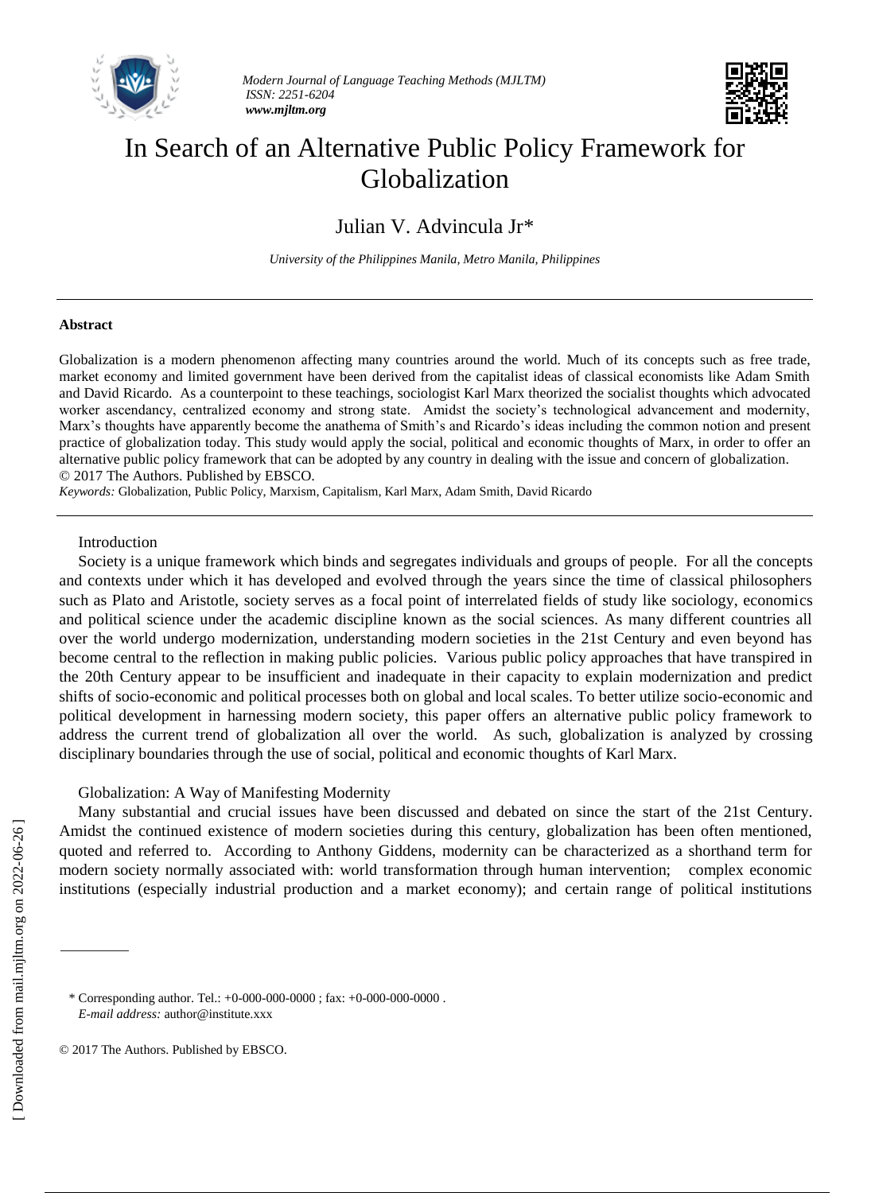# In Search of an Alternative Public Policy Framework for Globalization

## Julian V. Advincula Jr*

*University of the Philippines Manila, Metro Manila, Philippines*

---

**Abstract**

Globalization is a modern phenomenon affecting many countries around the world. Much of its concepts such as free trade, market economy and limited government have been derived from the capitalist ideas of classical economists like Adam Smith and David Ricardo. As a counterpoint to these teachings, sociologist Karl Marx theorized the socialist thoughts which advocated worker ascendancy, centralized economy and strong state. Amidst the society's technological advancement and modernity, Marx's thoughts have apparently become the anathema of Smith's and Ricardo's ideas including the common notion and present practice of globalization today. This study would apply the social, political and economic thoughts of Marx, in order to offer an alternative public policy framework that can be adopted by any country in dealing with the issue and concern of globalization.
© 2017 The Authors. Published by EBSCO.

*Keywords:* Globalization, Public Policy, Marxism, Capitalism, Karl Marx, Adam Smith, David Ricardo

---

## Introduction

Society is a unique framework which binds and segregates individuals and groups of people. For all the concepts and contexts under which it has developed and evolved through the years since the time of classical philosophers such as Plato and Aristotle, society serves as a focal point of interrelated fields of study like sociology, economics and political science under the academic discipline known as the social sciences. As many different countries all over the world undergo modernization, understanding modern societies in the 21st Century and even beyond has become central to the reflection in making public policies. Various public policy approaches that have transpired in the 20th Century appear to be insufficient and inadequate in their capacity to explain modernization and predict shifts of socio-economic and political processes both on global and local scales. To better utilize socio-economic and political development in harnessing modern society, this paper offers an alternative public policy framework to address the current trend of globalization all over the world. As such, globalization is analyzed by crossing disciplinary boundaries through the use of social, political and economic thoughts of Karl Marx.

## Globalization: A Way of Manifesting Modernity

Many substantial and crucial issues have been discussed and debated on since the start of the 21st Century. Amidst the continued existence of modern societies during this century, globalization has been often mentioned, quoted and referred to. According to Anthony Giddens, modernity can be characterized as a shorthand term for modern society normally associated with: world transformation through human intervention; complex economic institutions (especially industrial production and a market economy); and certain range of political institutions

---

\* Corresponding author. Tel.: +0-000-000-0000 ; fax: +0-000-000-0000 .
*E-mail address:* author@institute.xxx

© 2017 The Authors. Published by EBSCO.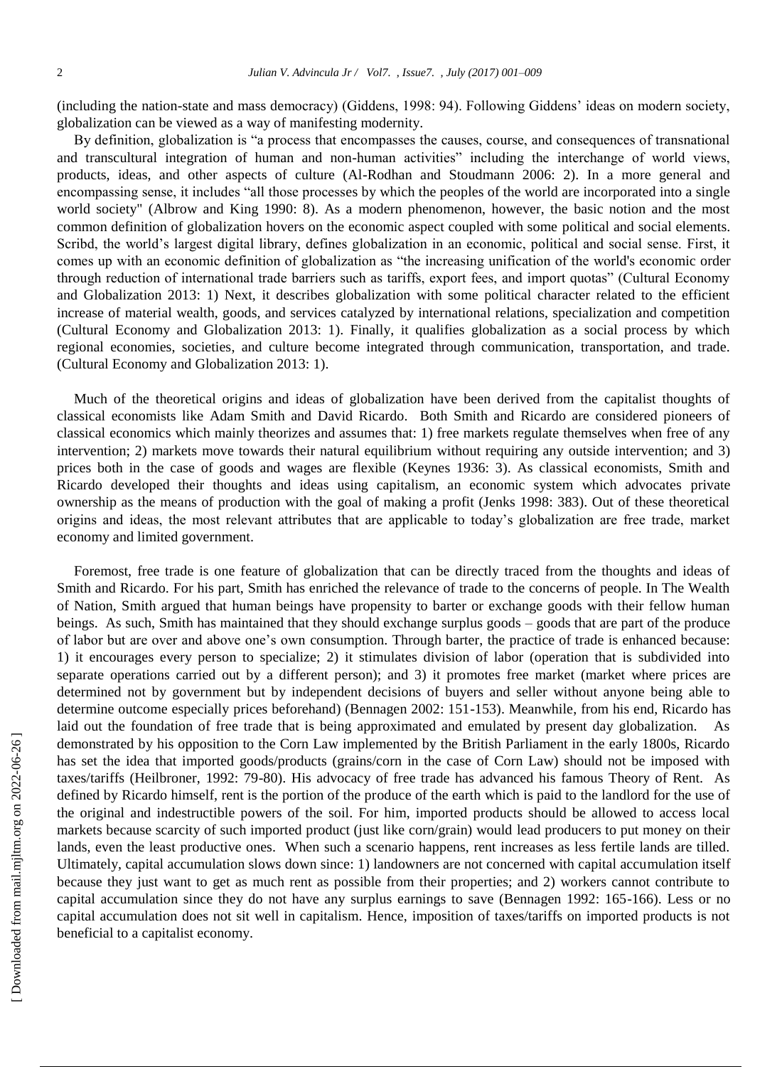(including the nation-state and mass democracy) (Giddens, 1998: 94). Following Giddens' ideas on modern society, globalization can be viewed as a way of manifesting modernity.

By definition, globalization is "a process that encompasses the causes, course, and consequences of transnational and transcultural integration of human and non-human activities" including the interchange of world views, products, ideas, and other aspects of culture (Al-Rodhan and Stoudmann 2006: 2). In a more general and encompassing sense, it includes "all those processes by which the peoples of the world are incorporated into a single world society" (Albrow and King 1990: 8). As a modern phenomenon, however, the basic notion and the most common definition of globalization hovers on the economic aspect coupled with some political and social elements. Scribd, the world's largest digital library, defines globalization in an economic, political and social sense. First, it comes up with an economic definition of globalization as "the increasing unification of the world's economic order through reduction of international trade barriers such as tariffs, export fees, and import quotas" (Cultural Economy and Globalization 2013: 1) Next, it describes globalization with some political character related to the efficient increase of material wealth, goods, and services catalyzed by international relations, specialization and competition (Cultural Economy and Globalization 2013: 1). Finally, it qualifies globalization as a social process by which regional economies, societies, and culture become integrated through communication, transportation, and trade. (Cultural Economy and Globalization 2013: 1).

Much of the theoretical origins and ideas of globalization have been derived from the capitalist thoughts of classical economists like Adam Smith and David Ricardo. Both Smith and Ricardo are considered pioneers of classical economics which mainly theorizes and assumes that: 1) free markets regulate themselves when free of any intervention; 2) markets move towards their natural equilibrium without requiring any outside intervention; and 3) prices both in the case of goods and wages are flexible (Keynes 1936: 3). As classical economists, Smith and Ricardo developed their thoughts and ideas using capitalism, an economic system which advocates private ownership as the means of production with the goal of making a profit (Jenks 1998: 383). Out of these theoretical origins and ideas, the most relevant attributes that are applicable to today's globalization are free trade, market economy and limited government.

Foremost, free trade is one feature of globalization that can be directly traced from the thoughts and ideas of Smith and Ricardo. For his part, Smith has enriched the relevance of trade to the concerns of people. In The Wealth of Nation, Smith argued that human beings have propensity to barter or exchange goods with their fellow human beings. As such, Smith has maintained that they should exchange surplus goods – goods that are part of the produce of labor but are over and above one's own consumption. Through barter, the practice of trade is enhanced because: 1) it encourages every person to specialize; 2) it stimulates division of labor (operation that is subdivided into separate operations carried out by a different person); and 3) it promotes free market (market where prices are determined not by government but by independent decisions of buyers and seller without anyone being able to determine outcome especially prices beforehand) (Bennagen 2002: 151-153). Meanwhile, from his end, Ricardo has laid out the foundation of free trade that is being approximated and emulated by present day globalization. As demonstrated by his opposition to the Corn Law implemented by the British Parliament in the early 1800s, Ricardo has set the idea that imported goods/products (grains/corn in the case of Corn Law) should not be imposed with taxes/tariffs (Heilbroner, 1992: 79-80). His advocacy of free trade has advanced his famous Theory of Rent. As defined by Ricardo himself, rent is the portion of the produce of the earth which is paid to the landlord for the use of the original and indestructible powers of the soil. For him, imported products should be allowed to access local markets because scarcity of such imported product (just like corn/grain) would lead producers to put money on their lands, even the least productive ones. When such a scenario happens, rent increases as less fertile lands are tilled. Ultimately, capital accumulation slows down since: 1) landowners are not concerned with capital accumulation itself because they just want to get as much rent as possible from their properties; and 2) workers cannot contribute to capital accumulation since they do not have any surplus earnings to save (Bennagen 1992: 165-166). Less or no capital accumulation does not sit well in capitalism. Hence, imposition of taxes/tariffs on imported products is not beneficial to a capitalist economy.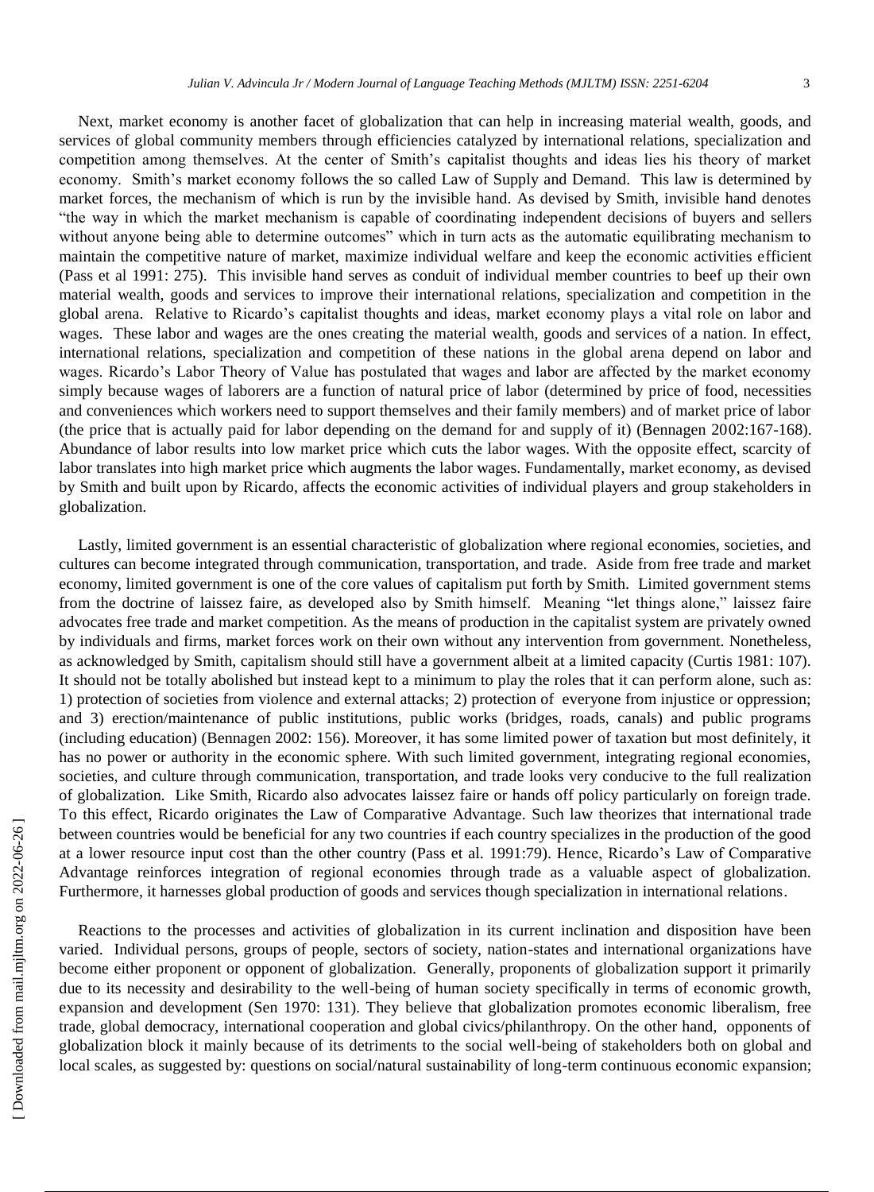Next, market economy is another facet of globalization that can help in increasing material wealth, goods, and services of global community members through efficiencies catalyzed by international relations, specialization and competition among themselves. At the center of Smith's capitalist thoughts and ideas lies his theory of market economy. Smith's market economy follows the so called Law of Supply and Demand. This law is determined by market forces, the mechanism of which is run by the invisible hand. As devised by Smith, invisible hand denotes "the way in which the market mechanism is capable of coordinating independent decisions of buyers and sellers without anyone being able to determine outcomes" which in turn acts as the automatic equilibrating mechanism to maintain the competitive nature of market, maximize individual welfare and keep the economic activities efficient (Pass et al 1991: 275). This invisible hand serves as conduit of individual member countries to beef up their own material wealth, goods and services to improve their international relations, specialization and competition in the global arena. Relative to Ricardo's capitalist thoughts and ideas, market economy plays a vital role on labor and wages. These labor and wages are the ones creating the material wealth, goods and services of a nation. In effect, international relations, specialization and competition of these nations in the global arena depend on labor and wages. Ricardo's Labor Theory of Value has postulated that wages and labor are affected by the market economy simply because wages of laborers are a function of natural price of labor (determined by price of food, necessities and conveniences which workers need to support themselves and their family members) and of market price of labor (the price that is actually paid for labor depending on the demand for and supply of it) (Bennagen 2002:167-168). Abundance of labor results into low market price which cuts the labor wages. With the opposite effect, scarcity of labor translates into high market price which augments the labor wages. Fundamentally, market economy, as devised by Smith and built upon by Ricardo, affects the economic activities of individual players and group stakeholders in globalization.

Lastly, limited government is an essential characteristic of globalization where regional economies, societies, and cultures can become integrated through communication, transportation, and trade. Aside from free trade and market economy, limited government is one of the core values of capitalism put forth by Smith. Limited government stems from the doctrine of laissez faire, as developed also by Smith himself. Meaning "let things alone," laissez faire advocates free trade and market competition. As the means of production in the capitalist system are privately owned by individuals and firms, market forces work on their own without any intervention from government. Nonetheless, as acknowledged by Smith, capitalism should still have a government albeit at a limited capacity (Curtis 1981: 107). It should not be totally abolished but instead kept to a minimum to play the roles that it can perform alone, such as: 1) protection of societies from violence and external attacks; 2) protection of everyone from injustice or oppression; and 3) erection/maintenance of public institutions, public works (bridges, roads, canals) and public programs (including education) (Bennagen 2002: 156). Moreover, it has some limited power of taxation but most definitely, it has no power or authority in the economic sphere. With such limited government, integrating regional economies, societies, and culture through communication, transportation, and trade looks very conducive to the full realization of globalization. Like Smith, Ricardo also advocates laissez faire or hands off policy particularly on foreign trade. To this effect, Ricardo originates the Law of Comparative Advantage. Such law theorizes that international trade between countries would be beneficial for any two countries if each country specializes in the production of the good at a lower resource input cost than the other country (Pass et al. 1991:79). Hence, Ricardo's Law of Comparative Advantage reinforces integration of regional economies through trade as a valuable aspect of globalization. Furthermore, it harnesses global production of goods and services though specialization in international relations.

Reactions to the processes and activities of globalization in its current inclination and disposition have been varied. Individual persons, groups of people, sectors of society, nation-states and international organizations have become either proponent or opponent of globalization. Generally, proponents of globalization support it primarily due to its necessity and desirability to the well-being of human society specifically in terms of economic growth, expansion and development (Sen 1970: 131). They believe that globalization promotes economic liberalism, free trade, global democracy, international cooperation and global civics/philanthropy. On the other hand, opponents of globalization block it mainly because of its detriments to the social well-being of stakeholders both on global and local scales, as suggested by: questions on social/natural sustainability of long-term continuous economic expansion;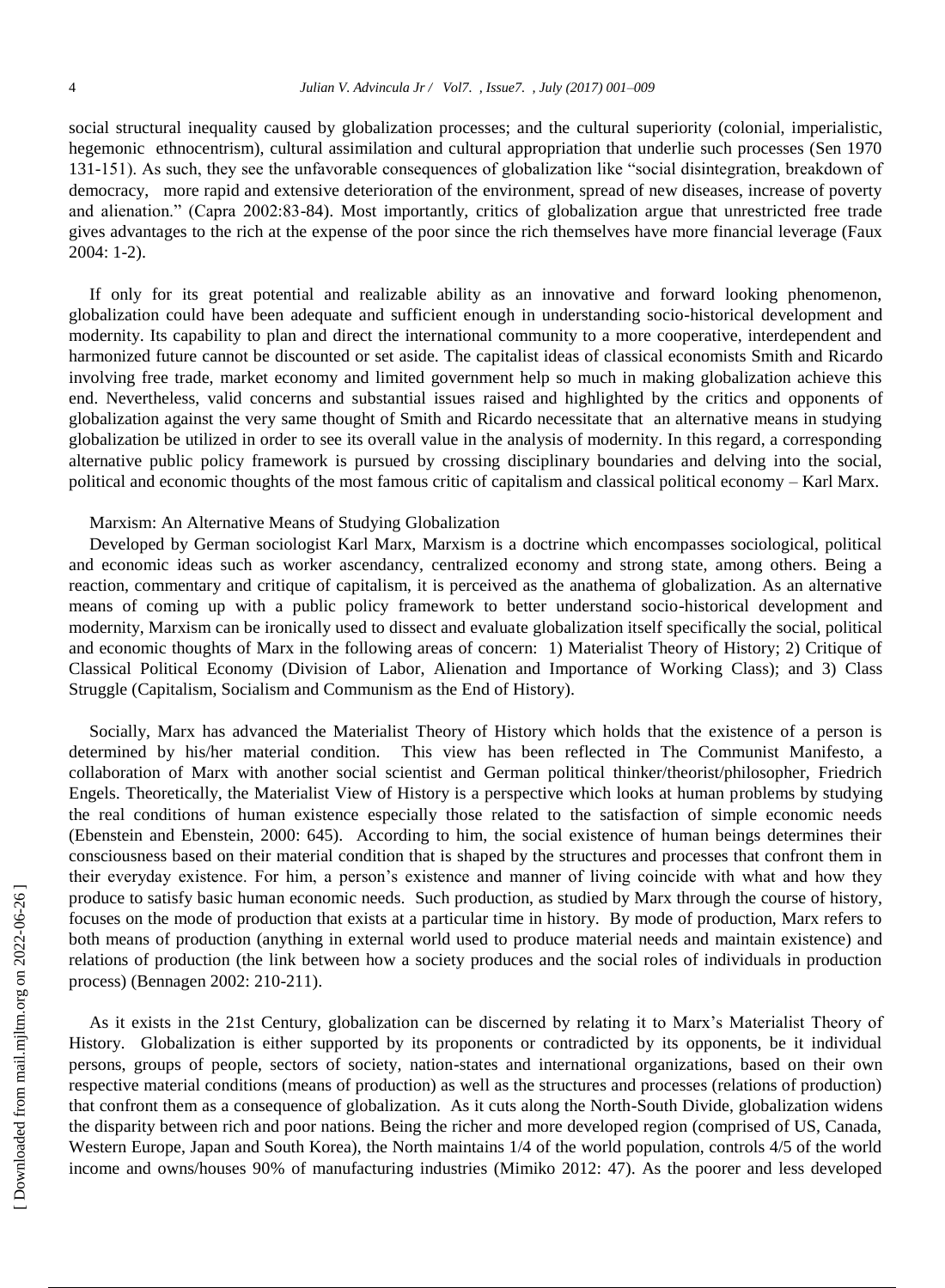social structural inequality caused by globalization processes; and the cultural superiority (colonial, imperialistic, hegemonic ethnocentrism), cultural assimilation and cultural appropriation that underlie such processes (Sen 1970 131-151). As such, they see the unfavorable consequences of globalization like "social disintegration, breakdown of democracy, more rapid and extensive deterioration of the environment, spread of new diseases, increase of poverty and alienation." (Capra 2002:83-84). Most importantly, critics of globalization argue that unrestricted free trade gives advantages to the rich at the expense of the poor since the rich themselves have more financial leverage (Faux 2004: 1-2).

If only for its great potential and realizable ability as an innovative and forward looking phenomenon, globalization could have been adequate and sufficient enough in understanding socio-historical development and modernity. Its capability to plan and direct the international community to a more cooperative, interdependent and harmonized future cannot be discounted or set aside. The capitalist ideas of classical economists Smith and Ricardo involving free trade, market economy and limited government help so much in making globalization achieve this end. Nevertheless, valid concerns and substantial issues raised and highlighted by the critics and opponents of globalization against the very same thought of Smith and Ricardo necessitate that an alternative means in studying globalization be utilized in order to see its overall value in the analysis of modernity. In this regard, a corresponding alternative public policy framework is pursued by crossing disciplinary boundaries and delving into the social, political and economic thoughts of the most famous critic of capitalism and classical political economy – Karl Marx.

## Marxism: An Alternative Means of Studying Globalization

Developed by German sociologist Karl Marx, Marxism is a doctrine which encompasses sociological, political and economic ideas such as worker ascendancy, centralized economy and strong state, among others. Being a reaction, commentary and critique of capitalism, it is perceived as the anathema of globalization. As an alternative means of coming up with a public policy framework to better understand socio-historical development and modernity, Marxism can be ironically used to dissect and evaluate globalization itself specifically the social, political and economic thoughts of Marx in the following areas of concern: 1) Materialist Theory of History; 2) Critique of Classical Political Economy (Division of Labor, Alienation and Importance of Working Class); and 3) Class Struggle (Capitalism, Socialism and Communism as the End of History).

Socially, Marx has advanced the Materialist Theory of History which holds that the existence of a person is determined by his/her material condition. This view has been reflected in The Communist Manifesto, a collaboration of Marx with another social scientist and German political thinker/theorist/philosopher, Friedrich Engels. Theoretically, the Materialist View of History is a perspective which looks at human problems by studying the real conditions of human existence especially those related to the satisfaction of simple economic needs (Ebenstein and Ebenstein, 2000: 645). According to him, the social existence of human beings determines their consciousness based on their material condition that is shaped by the structures and processes that confront them in their everyday existence. For him, a person's existence and manner of living coincide with what and how they produce to satisfy basic human economic needs. Such production, as studied by Marx through the course of history, focuses on the mode of production that exists at a particular time in history. By mode of production, Marx refers to both means of production (anything in external world used to produce material needs and maintain existence) and relations of production (the link between how a society produces and the social roles of individuals in production process) (Bennagen 2002: 210-211).

As it exists in the 21st Century, globalization can be discerned by relating it to Marx's Materialist Theory of History. Globalization is either supported by its proponents or contradicted by its opponents, be it individual persons, groups of people, sectors of society, nation-states and international organizations, based on their own respective material conditions (means of production) as well as the structures and processes (relations of production) that confront them as a consequence of globalization. As it cuts along the North-South Divide, globalization widens the disparity between rich and poor nations. Being the richer and more developed region (comprised of US, Canada, Western Europe, Japan and South Korea), the North maintains 1/4 of the world population, controls 4/5 of the world income and owns/houses 90% of manufacturing industries (Mimiko 2012: 47). As the poorer and less developed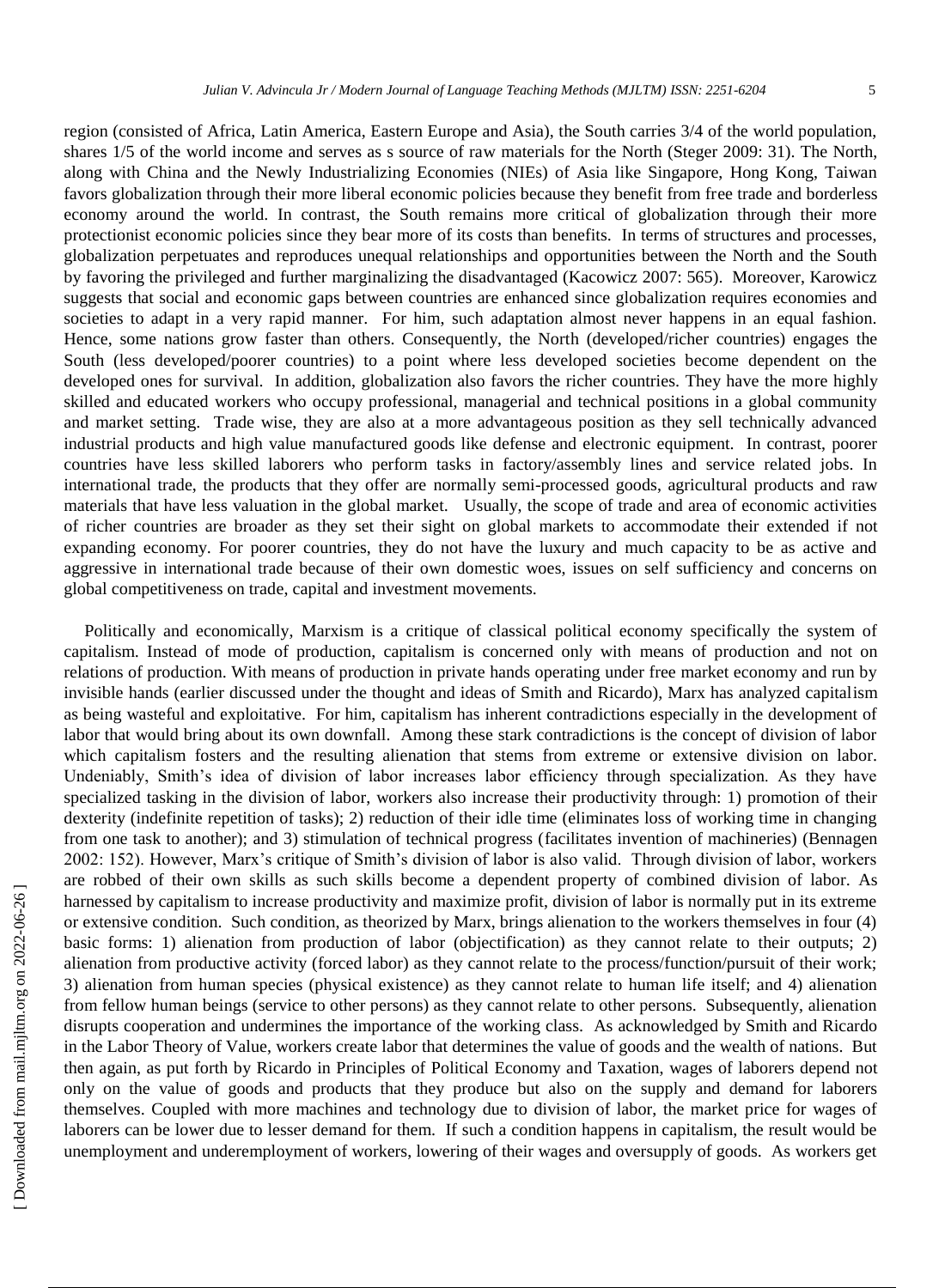region (consisted of Africa, Latin America, Eastern Europe and Asia), the South carries 3/4 of the world population, shares 1/5 of the world income and serves as s source of raw materials for the North (Steger 2009: 31). The North, along with China and the Newly Industrializing Economies (NIEs) of Asia like Singapore, Hong Kong, Taiwan favors globalization through their more liberal economic policies because they benefit from free trade and borderless economy around the world. In contrast, the South remains more critical of globalization through their more protectionist economic policies since they bear more of its costs than benefits. In terms of structures and processes, globalization perpetuates and reproduces unequal relationships and opportunities between the North and the South by favoring the privileged and further marginalizing the disadvantaged (Kacowicz 2007: 565). Moreover, Karowicz suggests that social and economic gaps between countries are enhanced since globalization requires economies and societies to adapt in a very rapid manner. For him, such adaptation almost never happens in an equal fashion. Hence, some nations grow faster than others. Consequently, the North (developed/richer countries) engages the South (less developed/poorer countries) to a point where less developed societies become dependent on the developed ones for survival. In addition, globalization also favors the richer countries. They have the more highly skilled and educated workers who occupy professional, managerial and technical positions in a global community and market setting. Trade wise, they are also at a more advantageous position as they sell technically advanced industrial products and high value manufactured goods like defense and electronic equipment. In contrast, poorer countries have less skilled laborers who perform tasks in factory/assembly lines and service related jobs. In international trade, the products that they offer are normally semi-processed goods, agricultural products and raw materials that have less valuation in the global market. Usually, the scope of trade and area of economic activities of richer countries are broader as they set their sight on global markets to accommodate their extended if not expanding economy. For poorer countries, they do not have the luxury and much capacity to be as active and aggressive in international trade because of their own domestic woes, issues on self sufficiency and concerns on global competitiveness on trade, capital and investment movements.

Politically and economically, Marxism is a critique of classical political economy specifically the system of capitalism. Instead of mode of production, capitalism is concerned only with means of production and not on relations of production. With means of production in private hands operating under free market economy and run by invisible hands (earlier discussed under the thought and ideas of Smith and Ricardo), Marx has analyzed capitalism as being wasteful and exploitative. For him, capitalism has inherent contradictions especially in the development of labor that would bring about its own downfall. Among these stark contradictions is the concept of division of labor which capitalism fosters and the resulting alienation that stems from extreme or extensive division on labor. Undeniably, Smith's idea of division of labor increases labor efficiency through specialization. As they have specialized tasking in the division of labor, workers also increase their productivity through: 1) promotion of their dexterity (indefinite repetition of tasks); 2) reduction of their idle time (eliminates loss of working time in changing from one task to another); and 3) stimulation of technical progress (facilitates invention of machineries) (Bennagen 2002: 152). However, Marx's critique of Smith's division of labor is also valid. Through division of labor, workers are robbed of their own skills as such skills become a dependent property of combined division of labor. As harnessed by capitalism to increase productivity and maximize profit, division of labor is normally put in its extreme or extensive condition. Such condition, as theorized by Marx, brings alienation to the workers themselves in four (4) basic forms: 1) alienation from production of labor (objectification) as they cannot relate to their outputs; 2) alienation from productive activity (forced labor) as they cannot relate to the process/function/pursuit of their work; 3) alienation from human species (physical existence) as they cannot relate to human life itself; and 4) alienation from fellow human beings (service to other persons) as they cannot relate to other persons. Subsequently, alienation disrupts cooperation and undermines the importance of the working class. As acknowledged by Smith and Ricardo in the Labor Theory of Value, workers create labor that determines the value of goods and the wealth of nations. But then again, as put forth by Ricardo in Principles of Political Economy and Taxation, wages of laborers depend not only on the value of goods and products that they produce but also on the supply and demand for laborers themselves. Coupled with more machines and technology due to division of labor, the market price for wages of laborers can be lower due to lesser demand for them. If such a condition happens in capitalism, the result would be unemployment and underemployment of workers, lowering of their wages and oversupply of goods. As workers get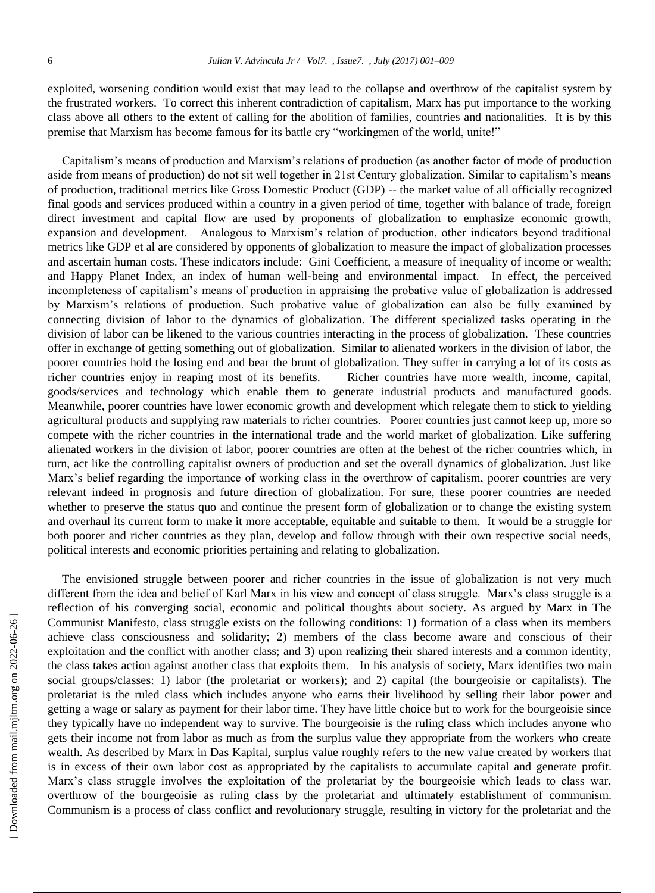exploited, worsening condition would exist that may lead to the collapse and overthrow of the capitalist system by the frustrated workers. To correct this inherent contradiction of capitalism, Marx has put importance to the working class above all others to the extent of calling for the abolition of families, countries and nationalities. It is by this premise that Marxism has become famous for its battle cry "workingmen of the world, unite!"

Capitalism's means of production and Marxism's relations of production (as another factor of mode of production aside from means of production) do not sit well together in 21st Century globalization. Similar to capitalism's means of production, traditional metrics like Gross Domestic Product (GDP) -- the market value of all officially recognized final goods and services produced within a country in a given period of time, together with balance of trade, foreign direct investment and capital flow are used by proponents of globalization to emphasize economic growth, expansion and development. Analogous to Marxism's relation of production, other indicators beyond traditional metrics like GDP et al are considered by opponents of globalization to measure the impact of globalization processes and ascertain human costs. These indicators include: Gini Coefficient, a measure of inequality of income or wealth; and Happy Planet Index, an index of human well-being and environmental impact. In effect, the perceived incompleteness of capitalism's means of production in appraising the probative value of globalization is addressed by Marxism's relations of production. Such probative value of globalization can also be fully examined by connecting division of labor to the dynamics of globalization. The different specialized tasks operating in the division of labor can be likened to the various countries interacting in the process of globalization. These countries offer in exchange of getting something out of globalization. Similar to alienated workers in the division of labor, the poorer countries hold the losing end and bear the brunt of globalization. They suffer in carrying a lot of its costs as richer countries enjoy in reaping most of its benefits. Richer countries have more wealth, income, capital, goods/services and technology which enable them to generate industrial products and manufactured goods. Meanwhile, poorer countries have lower economic growth and development which relegate them to stick to yielding agricultural products and supplying raw materials to richer countries. Poorer countries just cannot keep up, more so compete with the richer countries in the international trade and the world market of globalization. Like suffering alienated workers in the division of labor, poorer countries are often at the behest of the richer countries which, in turn, act like the controlling capitalist owners of production and set the overall dynamics of globalization. Just like Marx's belief regarding the importance of working class in the overthrow of capitalism, poorer countries are very relevant indeed in prognosis and future direction of globalization. For sure, these poorer countries are needed whether to preserve the status quo and continue the present form of globalization or to change the existing system and overhaul its current form to make it more acceptable, equitable and suitable to them. It would be a struggle for both poorer and richer countries as they plan, develop and follow through with their own respective social needs, political interests and economic priorities pertaining and relating to globalization.

The envisioned struggle between poorer and richer countries in the issue of globalization is not very much different from the idea and belief of Karl Marx in his view and concept of class struggle. Marx's class struggle is a reflection of his converging social, economic and political thoughts about society. As argued by Marx in The Communist Manifesto, class struggle exists on the following conditions: 1) formation of a class when its members achieve class consciousness and solidarity; 2) members of the class become aware and conscious of their exploitation and the conflict with another class; and 3) upon realizing their shared interests and a common identity, the class takes action against another class that exploits them. In his analysis of society, Marx identifies two main social groups/classes: 1) labor (the proletariat or workers); and 2) capital (the bourgeoisie or capitalists). The proletariat is the ruled class which includes anyone who earns their livelihood by selling their labor power and getting a wage or salary as payment for their labor time. They have little choice but to work for the bourgeoisie since they typically have no independent way to survive. The bourgeoisie is the ruling class which includes anyone who gets their income not from labor as much as from the surplus value they appropriate from the workers who create wealth. As described by Marx in Das Kapital, surplus value roughly refers to the new value created by workers that is in excess of their own labor cost as appropriated by the capitalists to accumulate capital and generate profit. Marx's class struggle involves the exploitation of the proletariat by the bourgeoisie which leads to class war, overthrow of the bourgeoisie as ruling class by the proletariat and ultimately establishment of communism. Communism is a process of class conflict and revolutionary struggle, resulting in victory for the proletariat and the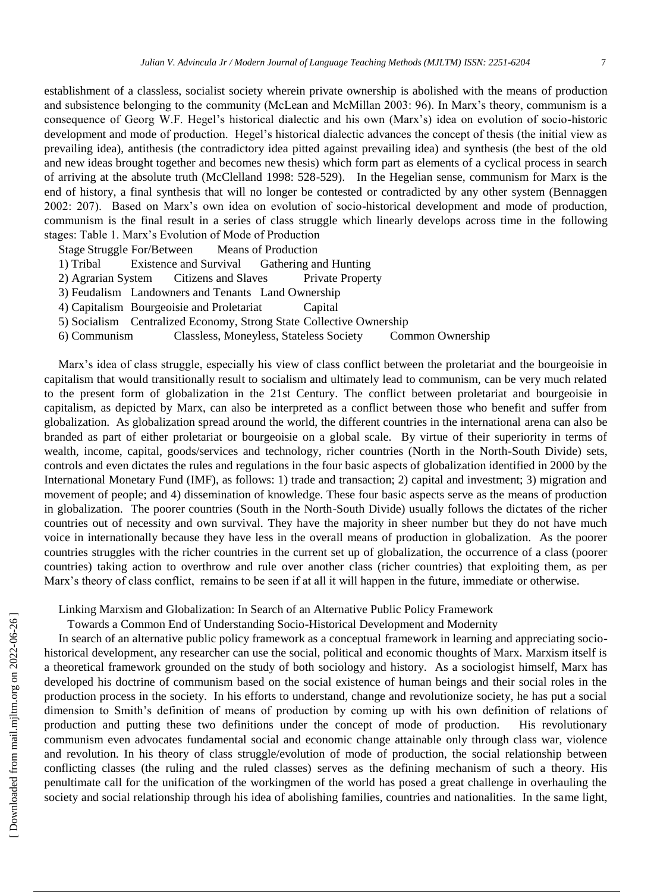establishment of a classless, socialist society wherein private ownership is abolished with the means of production and subsistence belonging to the community (McLean and McMillan 2003: 96). In Marx's theory, communism is a consequence of Georg W.F. Hegel's historical dialectic and his own (Marx's) idea on evolution of socio-historic development and mode of production. Hegel's historical dialectic advances the concept of thesis (the initial view as prevailing idea), antithesis (the contradictory idea pitted against prevailing idea) and synthesis (the best of the old and new ideas brought together and becomes new thesis) which form part as elements of a cyclical process in search of arriving at the absolute truth (McClelland 1998: 528-529). In the Hegelian sense, communism for Marx is the end of history, a final synthesis that will no longer be contested or contradicted by any other system (Bennaggen 2002: 207). Based on Marx's own idea on evolution of socio-historical development and mode of production, communism is the final result in a series of class struggle which linearly develops across time in the following stages: Table 1. Marx's Evolution of Mode of Production

| Stage | Struggle For/Between | Means of Production |
|---|---|---|
| 1) Tribal | Existence and Survival | Gathering and Hunting |
| 2) Agrarian System | Citizens and Slaves | Private Property |
| 3) Feudalism | Landowners and Tenants | Land Ownership |
| 4) Capitalism | Bourgeoisie and Proletariat | Capital |
| 5) Socialism | Centralized Economy, Strong State | Collective Ownership |
| 6) Communism | Classless, Moneyless, Stateless Society | Common Ownership |

Marx's idea of class struggle, especially his view of class conflict between the proletariat and the bourgeoisie in capitalism that would transitionally result to socialism and ultimately lead to communism, can be very much related to the present form of globalization in the 21st Century. The conflict between proletariat and bourgeoisie in capitalism, as depicted by Marx, can also be interpreted as a conflict between those who benefit and suffer from globalization. As globalization spread around the world, the different countries in the international arena can also be branded as part of either proletariat or bourgeoisie on a global scale. By virtue of their superiority in terms of wealth, income, capital, goods/services and technology, richer countries (North in the North-South Divide) sets, controls and even dictates the rules and regulations in the four basic aspects of globalization identified in 2000 by the International Monetary Fund (IMF), as follows: 1) trade and transaction; 2) capital and investment; 3) migration and movement of people; and 4) dissemination of knowledge. These four basic aspects serve as the means of production in globalization. The poorer countries (South in the North-South Divide) usually follows the dictates of the richer countries out of necessity and own survival. They have the majority in sheer number but they do not have much voice in internationally because they have less in the overall means of production in globalization. As the poorer countries struggles with the richer countries in the current set up of globalization, the occurrence of a class (poorer countries) taking action to overthrow and rule over another class (richer countries) that exploiting them, as per Marx's theory of class conflict, remains to be seen if at all it will happen in the future, immediate or otherwise.

## Linking Marxism and Globalization: In Search of an Alternative Public Policy Framework

### Towards a Common End of Understanding Socio-Historical Development and Modernity

In search of an alternative public policy framework as a conceptual framework in learning and appreciating socio-historical development, any researcher can use the social, political and economic thoughts of Marx. Marxism itself is a theoretical framework grounded on the study of both sociology and history. As a sociologist himself, Marx has developed his doctrine of communism based on the social existence of human beings and their social roles in the production process in the society. In his efforts to understand, change and revolutionize society, he has put a social dimension to Smith's definition of means of production by coming up with his own definition of relations of production and putting these two definitions under the concept of mode of production. His revolutionary communism even advocates fundamental social and economic change attainable only through class war, violence and revolution. In his theory of class struggle/evolution of mode of production, the social relationship between conflicting classes (the ruling and the ruled classes) serves as the defining mechanism of such a theory. His penultimate call for the unification of the workingmen of the world has posed a great challenge in overhauling the society and social relationship through his idea of abolishing families, countries and nationalities. In the same light,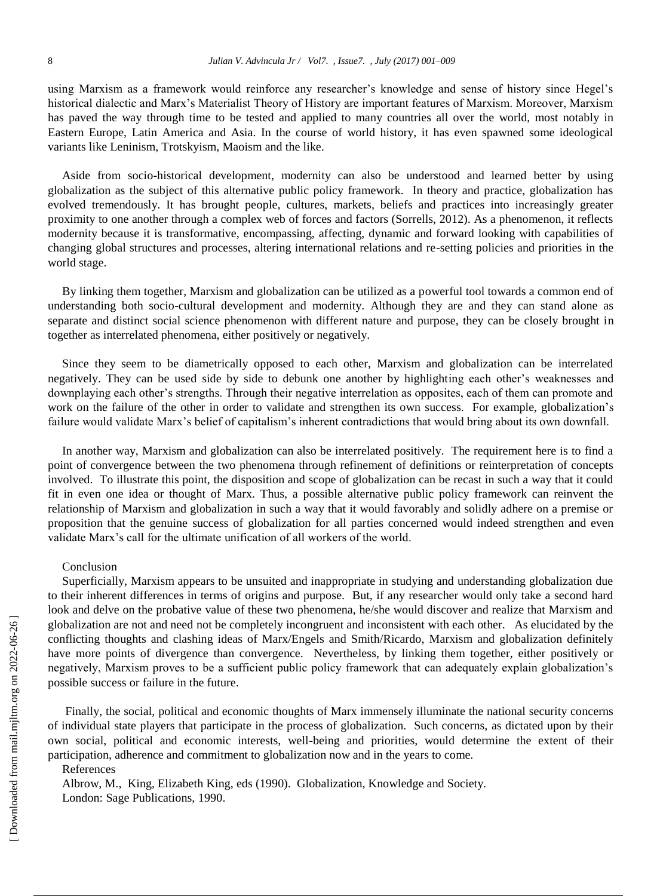using Marxism as a framework would reinforce any researcher's knowledge and sense of history since Hegel's historical dialectic and Marx's Materialist Theory of History are important features of Marxism. Moreover, Marxism has paved the way through time to be tested and applied to many countries all over the world, most notably in Eastern Europe, Latin America and Asia. In the course of world history, it has even spawned some ideological variants like Leninism, Trotskyism, Maoism and the like.

Aside from socio-historical development, modernity can also be understood and learned better by using globalization as the subject of this alternative public policy framework. In theory and practice, globalization has evolved tremendously. It has brought people, cultures, markets, beliefs and practices into increasingly greater proximity to one another through a complex web of forces and factors (Sorrells, 2012). As a phenomenon, it reflects modernity because it is transformative, encompassing, affecting, dynamic and forward looking with capabilities of changing global structures and processes, altering international relations and re-setting policies and priorities in the world stage.

By linking them together, Marxism and globalization can be utilized as a powerful tool towards a common end of understanding both socio-cultural development and modernity. Although they are and they can stand alone as separate and distinct social science phenomenon with different nature and purpose, they can be closely brought in together as interrelated phenomena, either positively or negatively.

Since they seem to be diametrically opposed to each other, Marxism and globalization can be interrelated negatively. They can be used side by side to debunk one another by highlighting each other's weaknesses and downplaying each other's strengths. Through their negative interrelation as opposites, each of them can promote and work on the failure of the other in order to validate and strengthen its own success. For example, globalization's failure would validate Marx's belief of capitalism's inherent contradictions that would bring about its own downfall.

In another way, Marxism and globalization can also be interrelated positively. The requirement here is to find a point of convergence between the two phenomena through refinement of definitions or reinterpretation of concepts involved. To illustrate this point, the disposition and scope of globalization can be recast in such a way that it could fit in even one idea or thought of Marx. Thus, a possible alternative public policy framework can reinvent the relationship of Marxism and globalization in such a way that it would favorably and solidly adhere on a premise or proposition that the genuine success of globalization for all parties concerned would indeed strengthen and even validate Marx's call for the ultimate unification of all workers of the world.

## Conclusion

Superficially, Marxism appears to be unsuited and inappropriate in studying and understanding globalization due to their inherent differences in terms of origins and purpose. But, if any researcher would only take a second hard look and delve on the probative value of these two phenomena, he/she would discover and realize that Marxism and globalization are not and need not be completely incongruent and inconsistent with each other. As elucidated by the conflicting thoughts and clashing ideas of Marx/Engels and Smith/Ricardo, Marxism and globalization definitely have more points of divergence than convergence. Nevertheless, by linking them together, either positively or negatively, Marxism proves to be a sufficient public policy framework that can adequately explain globalization's possible success or failure in the future.

Finally, the social, political and economic thoughts of Marx immensely illuminate the national security concerns of individual state players that participate in the process of globalization. Such concerns, as dictated upon by their own social, political and economic interests, well-being and priorities, would determine the extent of their participation, adherence and commitment to globalization now and in the years to come.

## References

Albrow, M., King, Elizabeth King, eds (1990). Globalization, Knowledge and Society. London: Sage Publications, 1990.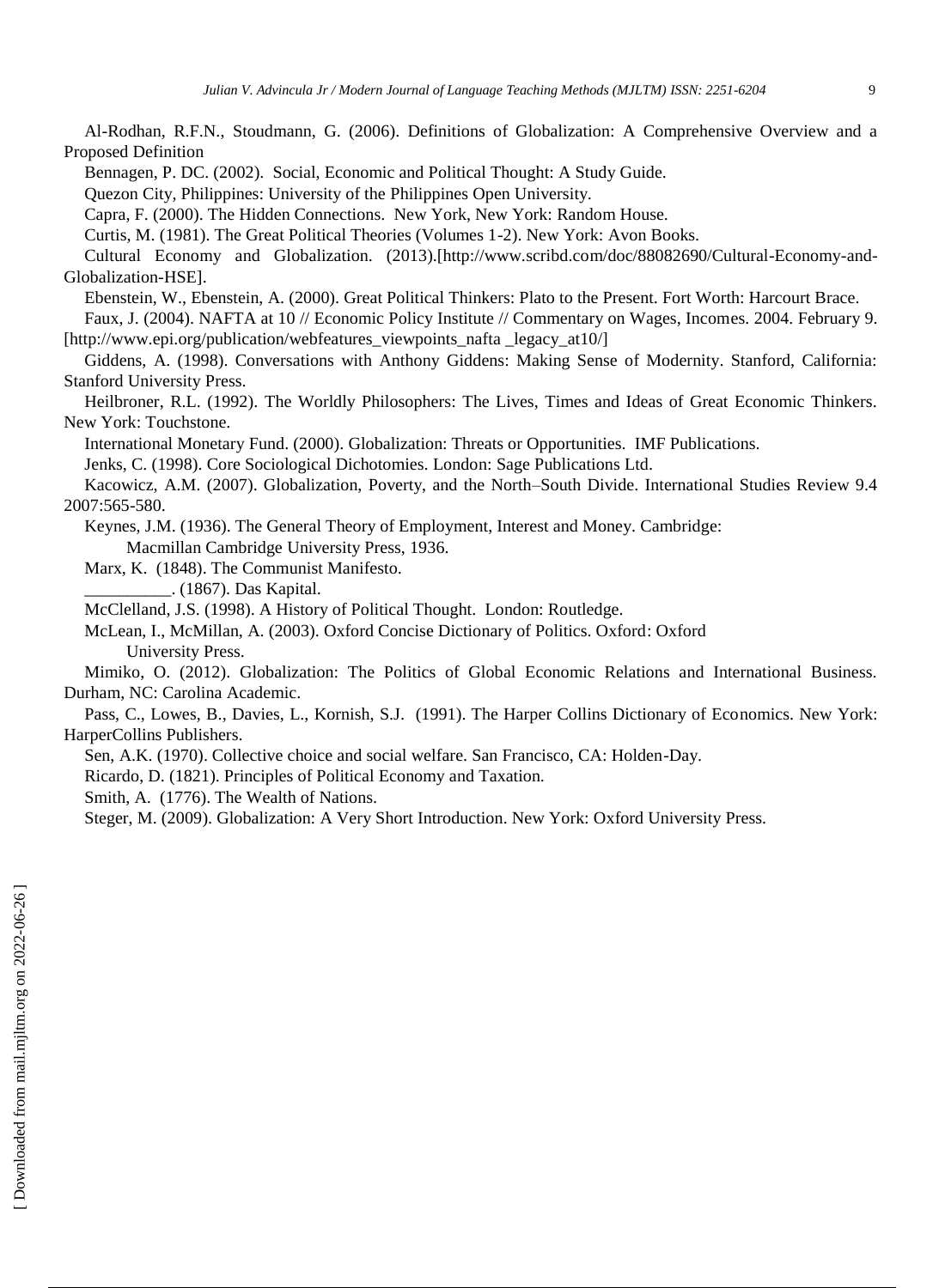Al-Rodhan, R.F.N., Stoudmann, G. (2006). Definitions of Globalization: A Comprehensive Overview and a Proposed Definition

Bennagen, P. DC. (2002). Social, Economic and Political Thought: A Study Guide.

Quezon City, Philippines: University of the Philippines Open University.

Capra, F. (2000). The Hidden Connections. New York, New York: Random House.

Curtis, M. (1981). The Great Political Theories (Volumes 1-2). New York: Avon Books.

Cultural Economy and Globalization. (2013).[http://www.scribd.com/doc/88082690/Cultural-Economy-and-Globalization-HSE].

Ebenstein, W., Ebenstein, A. (2000). Great Political Thinkers: Plato to the Present. Fort Worth: Harcourt Brace.

Faux, J. (2004). NAFTA at 10 // Economic Policy Institute // Commentary on Wages, Incomes. 2004. February 9. [http://www.epi.org/publication/webfeatures_viewpoints_nafta _legacy_at10/]

Giddens, A. (1998). Conversations with Anthony Giddens: Making Sense of Modernity. Stanford, California: Stanford University Press.

Heilbroner, R.L. (1992). The Worldly Philosophers: The Lives, Times and Ideas of Great Economic Thinkers. New York: Touchstone.

International Monetary Fund. (2000). Globalization: Threats or Opportunities. IMF Publications.

Jenks, C. (1998). Core Sociological Dichotomies. London: Sage Publications Ltd.

Kacowicz, A.M. (2007). Globalization, Poverty, and the North–South Divide. International Studies Review 9.4 2007:565-580.

Keynes, J.M. (1936). The General Theory of Employment, Interest and Money. Cambridge: Macmillan Cambridge University Press, 1936.

Marx, K. (1848). The Communist Manifesto.

__________. (1867). Das Kapital.

McClelland, J.S. (1998). A History of Political Thought. London: Routledge.

McLean, I., McMillan, A. (2003). Oxford Concise Dictionary of Politics. Oxford: Oxford University Press.

Mimiko, O. (2012). Globalization: The Politics of Global Economic Relations and International Business. Durham, NC: Carolina Academic.

Pass, C., Lowes, B., Davies, L., Kornish, S.J. (1991). The Harper Collins Dictionary of Economics. New York: HarperCollins Publishers.

Sen, A.K. (1970). Collective choice and social welfare. San Francisco, CA: Holden-Day.

Ricardo, D. (1821). Principles of Political Economy and Taxation.

Smith, A. (1776). The Wealth of Nations.

Steger, M. (2009). Globalization: A Very Short Introduction. New York: Oxford University Press.